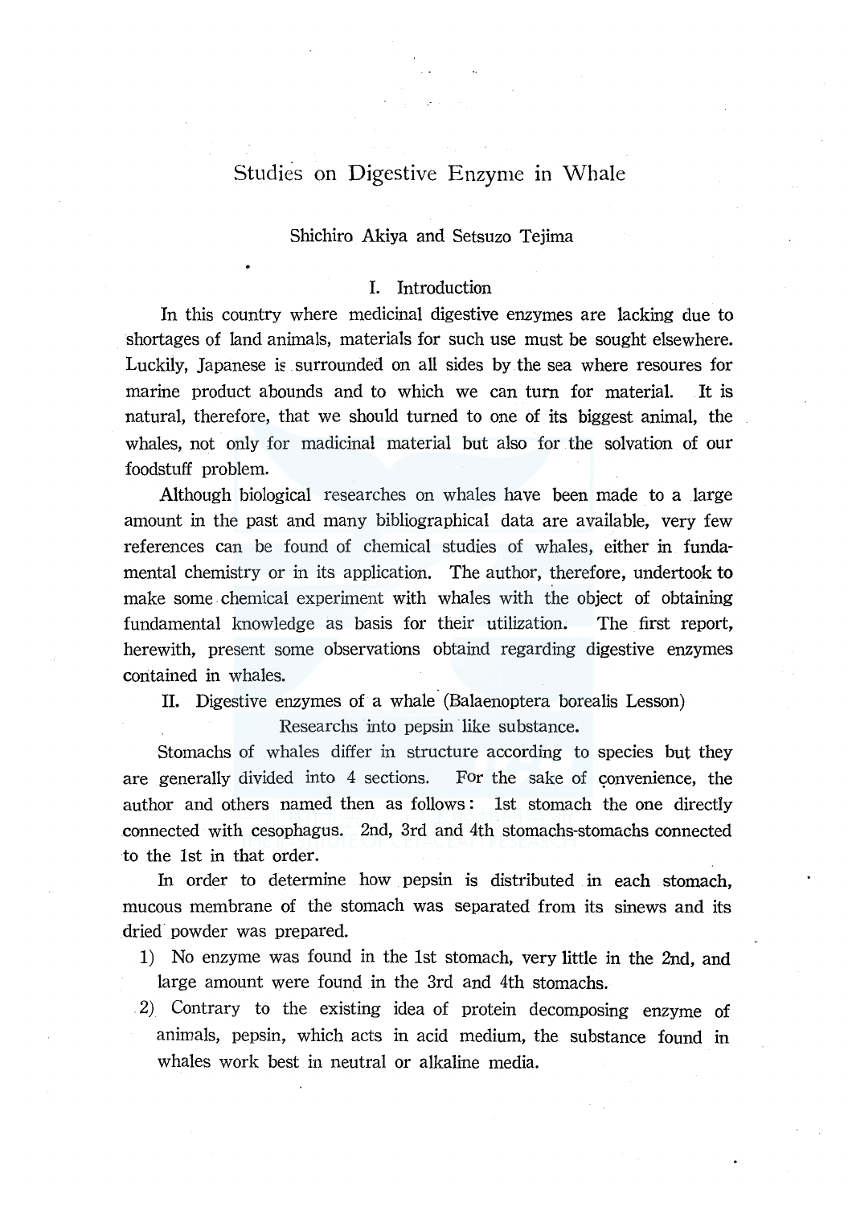# Studies on Digestive Enzyme in Whale

Shichiro Akiya and Setsuzo Tejima

## I. Introduction

In this country where medicinal digestive enzymes are lacking due to shortages of land animals, materials for such use must be sought elsewhere. Luckily, Japanese is surrounded on all sides by the sea where resoures for marine product abounds and to which we can turn for material. It is natural, therefore, that we should turned to one of its biggest animal, the whales, not only for madicinal material but also for the solvation of our foodstuff problem.

Although biological researches on whales have been made to a large amount in the past and many bibliographical data are available, very few references can be found of chemical studies of whales, either in fundamental chemistry or in its application. The author, therefore, undertook to make some chemical experiment with whales with the object of obtaining fundamental knowledge as basis for their utilization. The first report, herewith, present some observations obtaind regarding digestive enzymes contained in whales.

## II. Digestive enzymes of a whale (Balaenoptera borealis Lesson)

Researchs into pepsin like substance.

Stomachs of whales differ in structure according to species but they are generally divided into 4 sections. For the sake of convenience, the author and others named then as follows: 1st stomach the one directly connected with cesophagus. 2nd, 3rd and 4th stomachs-stomachs connected to the 1st in that order.

In order to determine how pepsin is distributed in each stomach, mucous membrane of the stomach was separated from its sinews and its dried powder was prepared.

1) No enzyme was found in the 1st stomach, very little in the 2nd, and large amount were found in the 3rd and 4th stomachs.
2) Contrary to the existing idea of protein decomposing enzyme of animals, pepsin, which acts in acid medium, the substance found in whales work best in neutral or alkaline media.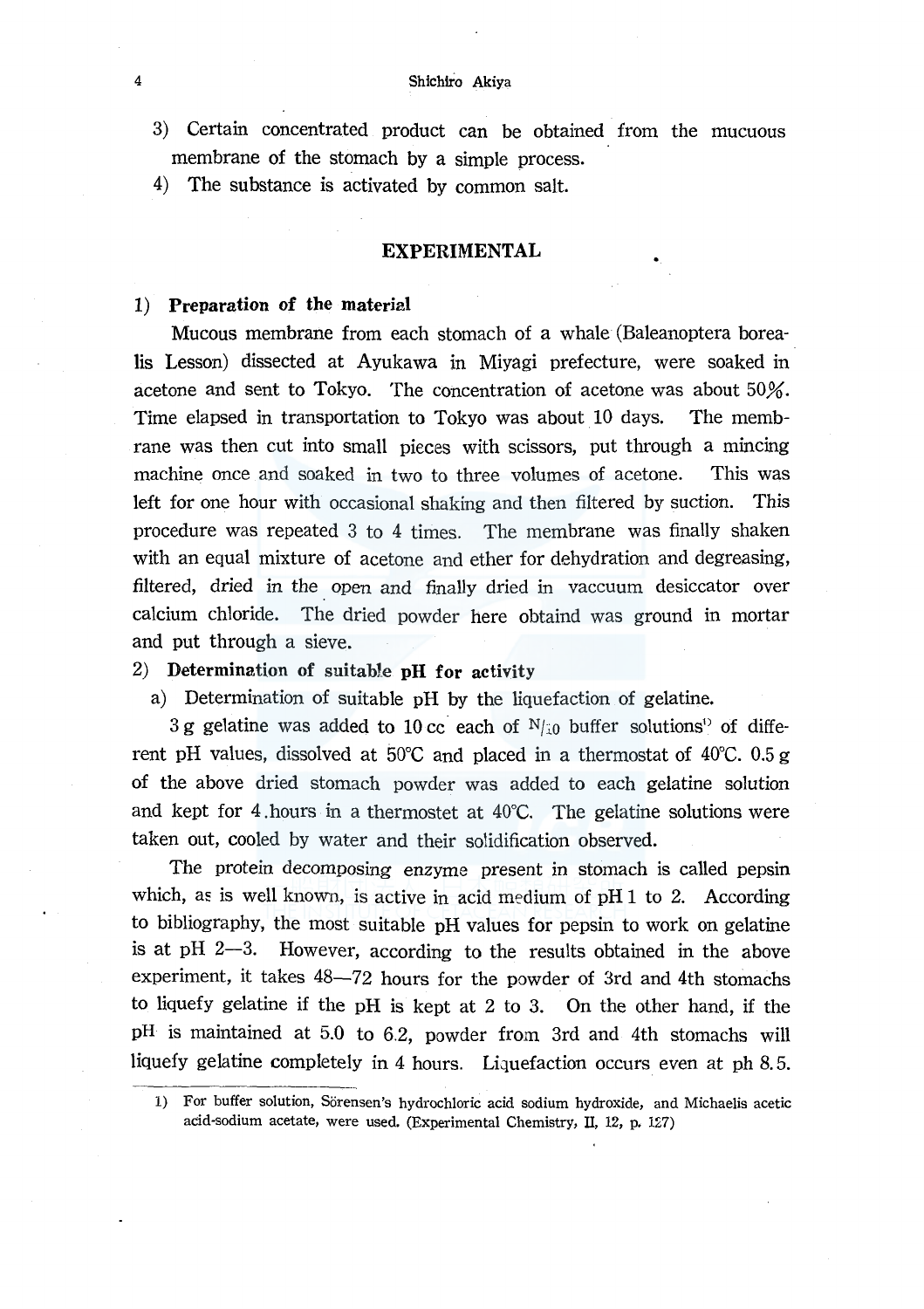3) Certain concentrated product can be obtained from the mucuous membrane of the stomach by a simple process.

4) The substance is activated by common salt.

## EXPERIMENTAL

### 1) Preparation of the material

Mucous membrane from each stomach of a whale (Baleanoptera borealis Lesson) dissected at Ayukawa in Miyagi prefecture, were soaked in acetone and sent to Tokyo. The concentration of acetone was about 50%. Time elapsed in transportation to Tokyo was about 10 days. The membrane was then cut into small pieces with scissors, put through a mincing machine once and soaked in two to three volumes of acetone. This was left for one hour with occasional shaking and then filtered by suction. This procedure was repeated 3 to 4 times. The membrane was finally shaken with an equal mixture of acetone and ether for dehydration and degreasing, filtered, dried in the open and finally dried in vaccuum desiccator over calcium chloride. The dried powder here obtaind was ground in mortar and put through a sieve.

### 2) Determination of suitable pH for activity

a) Determination of suitable pH by the liquefaction of gelatine.

3 g gelatine was added to 10 cc each of N/10 buffer solutions[1] of different pH values, dissolved at 50°C and placed in a thermostat of 40°C. 0.5 g of the above dried stomach powder was added to each gelatine solution and kept for 4 hours in a thermostet at 40°C. The gelatine solutions were taken out, cooled by water and their solidification observed.

The protein decomposing enzyme present in stomach is called pepsin which, as is well known, is active in acid medium of pH 1 to 2. According to bibliography, the most suitable pH values for pepsin to work on gelatine is at pH 2—3. However, according to the results obtained in the above experiment, it takes 48—72 hours for the powder of 3rd and 4th stomachs to liquefy gelatine if the pH is kept at 2 to 3. On the other hand, if the pH is maintained at 5.0 to 6.2, powder from 3rd and 4th stomachs will liquefy gelatine completely in 4 hours. Liquefaction occurs even at ph 8.5.

---

1) For buffer solution, Sörensen's hydrochloric acid sodium hydroxide, and Michaelis acetic acid-sodium acetate, were used. (Experimental Chemistry, II, 12, p. 127)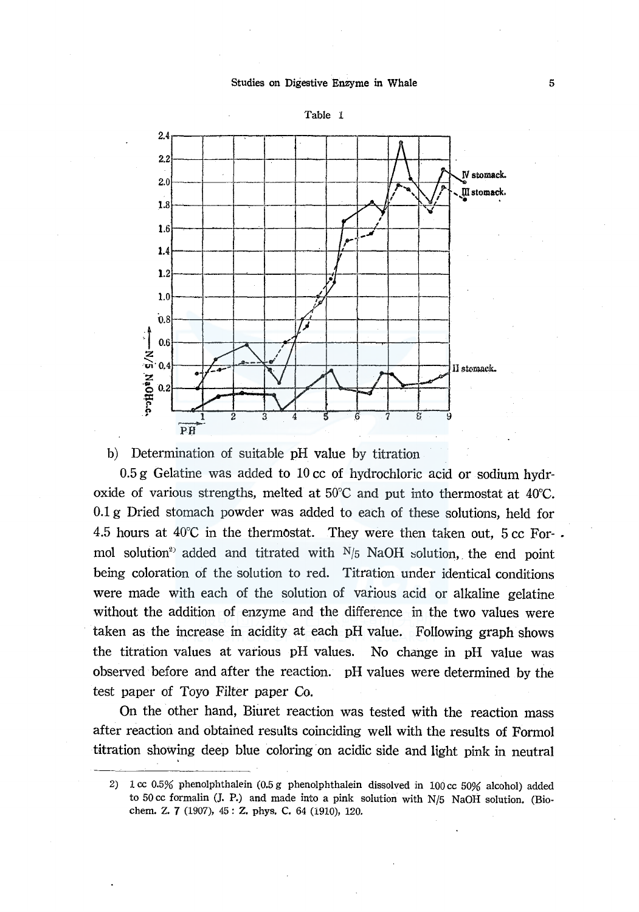Table 1

b) Determination of suitable pH value by titration

0.5 g Gelatine was added to 10 cc of hydrochloric acid or sodium hydroxide of various strengths, melted at 50°C and put into thermostat at 40°C. 0.1 g Dried stomach powder was added to each of these solutions, held for 4.5 hours at 40°C in the thermostat. They were then taken out, 5 cc Formol solution[2] added and titrated with N/5 NaOH solution, the end point being coloration of the solution to red. Titration under identical conditions were made with each of the solution of various acid or alkaline gelatine without the addition of enzyme and the difference in the two values were taken as the increase in acidity at each pH value. Following graph shows the titration values at various pH values. No change in pH value was observed before and after the reaction. pH values were determined by the test paper of Toyo Filter paper Co.

On the other hand, Biuret reaction was tested with the reaction mass after reaction and obtained results coinciding well with the results of Formol titration showing deep blue coloring on acidic side and light pink in neutral

---

2) 1 cc 0.5% phenolphthalein (0.5 g phenolphthalein dissolved in 100 cc 50% alcohol) added to 50 cc formalin (J. P.) and made into a pink solution with N/5 NaOH solution. (Biochem. Z. 7 (1907), 45: Z. phys. C. 64 (1910), 120.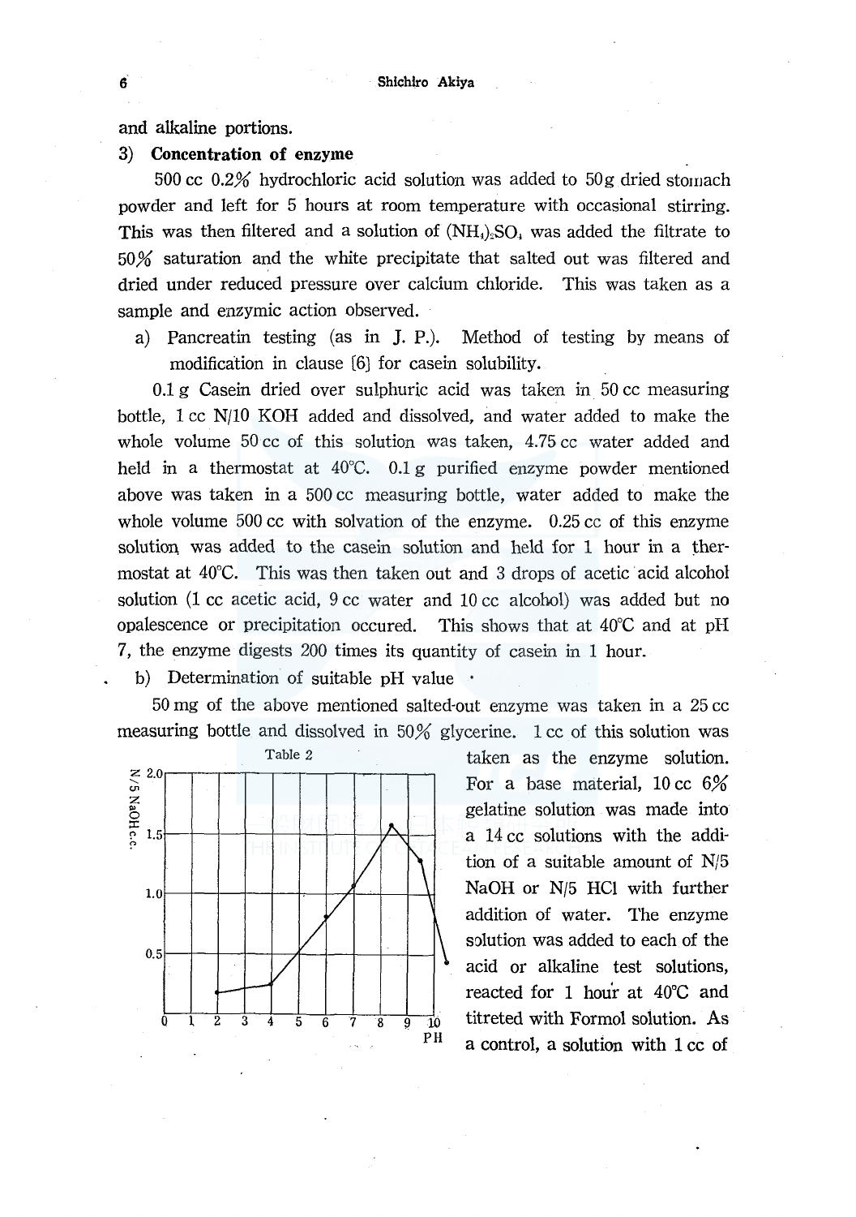and alkaline portions.

3) **Concentration of enzyme**

500 cc 0.2% hydrochloric acid solution was added to 50 g dried stomach powder and left for 5 hours at room temperature with occasional stirring. This was then filtered and a solution of $(NH_4)_2SO_4$ was added the filtrate to 50% saturation and the white precipitate that salted out was filtered and dried under reduced pressure over calcium chloride. This was taken as a sample and enzymic action observed.

a) Pancreatin testing (as in J. P.). Method of testing by means of modification in clause [6] for casein solubility.

0.1 g Casein dried over sulphuric acid was taken in 50 cc measuring bottle, 1 cc N/10 KOH added and dissolved, and water added to make the whole volume 50 cc of this solution was taken, 4.75 cc water added and held in a thermostat at 40°C. 0.1 g purified enzyme powder mentioned above was taken in a 500 cc measuring bottle, water added to make the whole volume 500 cc with solvation of the enzyme. 0.25 cc of this enzyme solution was added to the casein solution and held for 1 hour in a thermostat at 40°C. This was then taken out and 3 drops of acetic acid alcohol solution (1 cc acetic acid, 9 cc water and 10 cc alcohol) was added but no opalescence or precipitation occured. This shows that at 40°C and at pH 7, the enzyme digests 200 times its quantity of casein in 1 hour.

b) Determination of suitable pH value

50 mg of the above mentioned salted-out enzyme was taken in a 25 cc measuring bottle and dissolved in 50% glycerine. 1 cc of this solution was taken as the enzyme solution. For a base material, 10 cc 6% gelatine solution was made into a 14 cc solutions with the addition of a suitable amount of N/5 NaOH or N/5 HCl with further addition of water. The enzyme solution was added to each of the acid or alkaline test solutions, reacted for 1 hour at 40°C and titreted with Formol solution. As a control, a solution with 1 cc of

Table 2

(Graph: y-axis "N/5 NaOH c.c." from 0 to 2.0; x-axis "PH" from 0 to 10)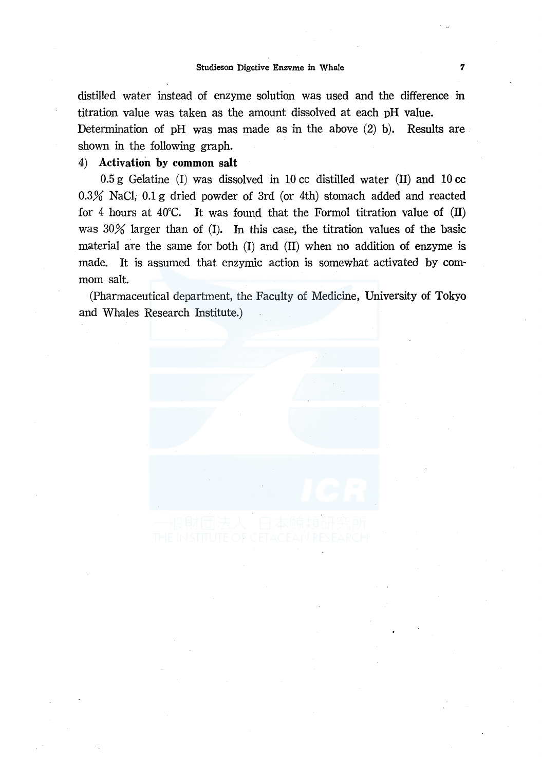distilled water instead of enzyme solution was used and the difference in titration value was taken as the amount dissolved at each pH value. Determination of pH was mas made as in the above (2) b). Results are shown in the following graph.

4) **Activation by common salt**

0.5 g Gelatine (I) was dissolved in 10 cc distilled water (II) and 10 cc 0.3% NaCl, 0.1 g dried powder of 3rd (or 4th) stomach added and reacted for 4 hours at 40°C. It was found that the Formol titration value of (II) was 30% larger than of (I). In this case, the titration values of the basic material are the same for both (I) and (II) when no addition of enzyme is made. It is assumed that enzymic action is somewhat activated by commom salt.

(Pharmaceutical department, the Faculty of Medicine, University of Tokyo and Whales Research Institute.)